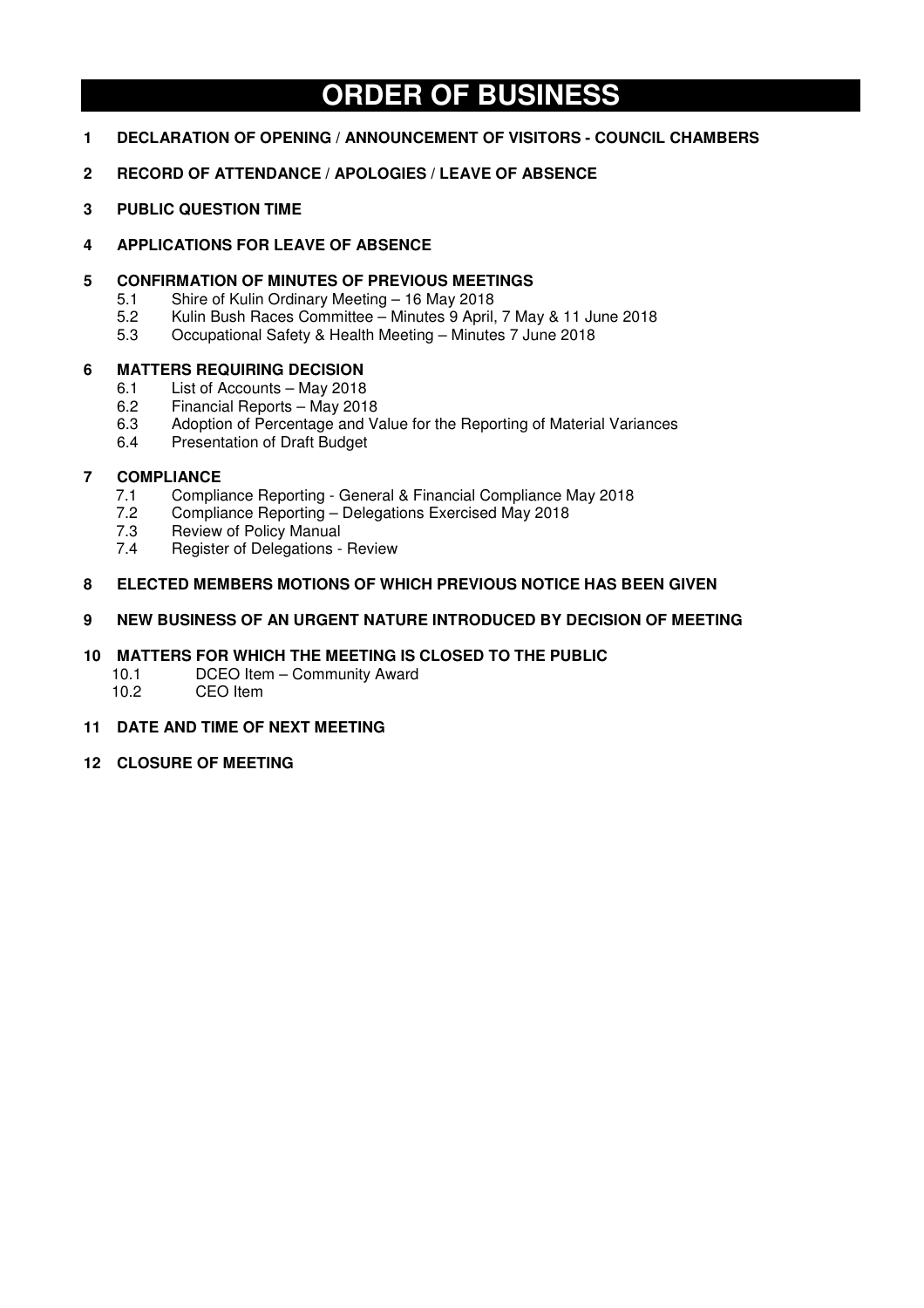# ORDER OF BUSINESS

**1 DECLARATION OF OPENING / ANNOUNCEMENT OF VISITORS - COUNCIL CHAMBERS**

**2 RECORD OF ATTENDANCE / APOLOGIES / LEAVE OF ABSENCE**

**3 PUBLIC QUESTION TIME**

**4 APPLICATIONS FOR LEAVE OF ABSENCE**

**5 CONFIRMATION OF MINUTES OF PREVIOUS MEETINGS**

- 5.1 Shire of Kulin Ordinary Meeting – 16 May 2018
- 5.2 Kulin Bush Races Committee – Minutes 9 April, 7 May & 11 June 2018
- 5.3 Occupational Safety & Health Meeting – Minutes 7 June 2018

**6 MATTERS REQUIRING DECISION**

- 6.1 List of Accounts – May 2018
- 6.2 Financial Reports – May 2018
- 6.3 Adoption of Percentage and Value for the Reporting of Material Variances
- 6.4 Presentation of Draft Budget

**7 COMPLIANCE**

- 7.1 Compliance Reporting - General & Financial Compliance May 2018
- 7.2 Compliance Reporting – Delegations Exercised May 2018
- 7.3 Review of Policy Manual
- 7.4 Register of Delegations - Review

**8 ELECTED MEMBERS MOTIONS OF WHICH PREVIOUS NOTICE HAS BEEN GIVEN**

**9 NEW BUSINESS OF AN URGENT NATURE INTRODUCED BY DECISION OF MEETING**

**10 MATTERS FOR WHICH THE MEETING IS CLOSED TO THE PUBLIC**

- 10.1 DCEO Item – Community Award
- 10.2 CEO Item

**11 DATE AND TIME OF NEXT MEETING**

**12 CLOSURE OF MEETING**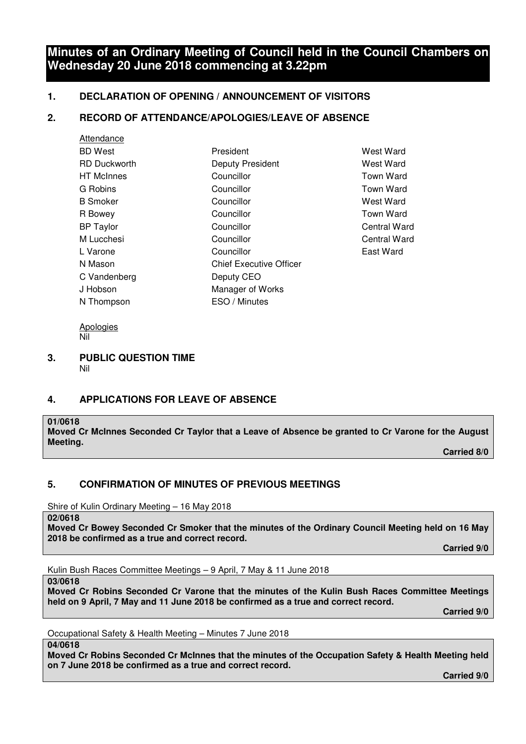# Minutes of an Ordinary Meeting of Council held in the Council Chambers on Wednesday 20 June 2018 commencing at 3.22pm

## 1. DECLARATION OF OPENING / ANNOUNCEMENT OF VISITORS

## 2. RECORD OF ATTENDANCE/APOLOGIES/LEAVE OF ABSENCE

Attendance

| | | |
|---|---|---|
| BD West | President | West Ward |
| RD Duckworth | Deputy President | West Ward |
| HT McInnes | Councillor | Town Ward |
| G Robins | Councillor | Town Ward |
| B Smoker | Councillor | West Ward |
| R Bowey | Councillor | Town Ward |
| BP Taylor | Councillor | Central Ward |
| M Lucchesi | Councillor | Central Ward |
| L Varone | Councillor | East Ward |
| N Mason | Chief Executive Officer | |
| C Vandenberg | Deputy CEO | |
| J Hobson | Manager of Works | |
| N Thompson | ESO / Minutes | |

Apologies
Nil

## 3. PUBLIC QUESTION TIME

Nil

## 4. APPLICATIONS FOR LEAVE OF ABSENCE

**01/0618**
**Moved Cr McInnes Seconded Cr Taylor that a Leave of Absence be granted to Cr Varone for the August Meeting.**
**Carried 8/0**

## 5. CONFIRMATION OF MINUTES OF PREVIOUS MEETINGS

Shire of Kulin Ordinary Meeting – 16 May 2018

**02/0618**
**Moved Cr Bowey Seconded Cr Smoker that the minutes of the Ordinary Council Meeting held on 16 May 2018 be confirmed as a true and correct record.**
**Carried 9/0**

Kulin Bush Races Committee Meetings – 9 April, 7 May & 11 June 2018

**03/0618**
**Moved Cr Robins Seconded Cr Varone that the minutes of the Kulin Bush Races Committee Meetings held on 9 April, 7 May and 11 June 2018 be confirmed as a true and correct record.**
**Carried 9/0**

Occupational Safety & Health Meeting – Minutes 7 June 2018

**04/0618**
**Moved Cr Robins Seconded Cr McInnes that the minutes of the Occupation Safety & Health Meeting held on 7 June 2018 be confirmed as a true and correct record.**
**Carried 9/0**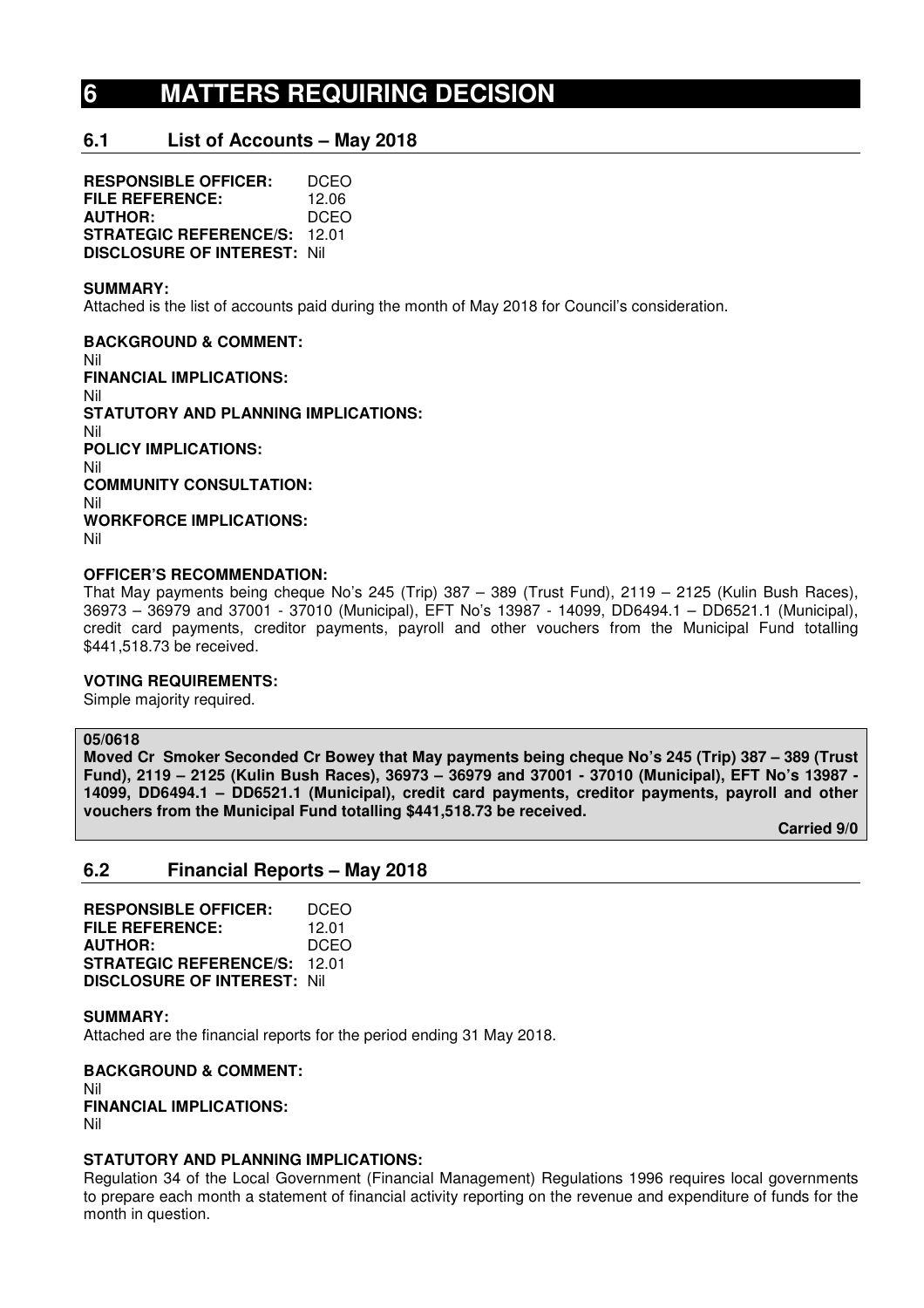# 6 MATTERS REQUIRING DECISION

## 6.1 List of Accounts – May 2018

**RESPONSIBLE OFFICER:** DCEO
**FILE REFERENCE:** 12.06
**AUTHOR:** DCEO
**STRATEGIC REFERENCE/S:** 12.01
**DISCLOSURE OF INTEREST:** Nil

**SUMMARY:**
Attached is the list of accounts paid during the month of May 2018 for Council's consideration.

**BACKGROUND & COMMENT:**
Nil
**FINANCIAL IMPLICATIONS:**
Nil
**STATUTORY AND PLANNING IMPLICATIONS:**
Nil
**POLICY IMPLICATIONS:**
Nil
**COMMUNITY CONSULTATION:**
Nil
**WORKFORCE IMPLICATIONS:**
Nil

**OFFICER'S RECOMMENDATION:**
That May payments being cheque No's 245 (Trip) 387 – 389 (Trust Fund), 2119 – 2125 (Kulin Bush Races), 36973 – 36979 and 37001 - 37010 (Municipal), EFT No's 13987 - 14099, DD6494.1 – DD6521.1 (Municipal), credit card payments, creditor payments, payroll and other vouchers from the Municipal Fund totalling $441,518.73 be received.

**VOTING REQUIREMENTS:**
Simple majority required.

**05/0618**
**Moved Cr Smoker Seconded Cr Bowey that May payments being cheque No's 245 (Trip) 387 – 389 (Trust Fund), 2119 – 2125 (Kulin Bush Races), 36973 – 36979 and 37001 - 37010 (Municipal), EFT No's 13987 - 14099, DD6494.1 – DD6521.1 (Municipal), credit card payments, creditor payments, payroll and other vouchers from the Municipal Fund totalling $441,518.73 be received.**

**Carried 9/0**

## 6.2 Financial Reports – May 2018

**RESPONSIBLE OFFICER:** DCEO
**FILE REFERENCE:** 12.01
**AUTHOR:** DCEO
**STRATEGIC REFERENCE/S:** 12.01
**DISCLOSURE OF INTEREST:** Nil

**SUMMARY:**
Attached are the financial reports for the period ending 31 May 2018.

**BACKGROUND & COMMENT:**
Nil
**FINANCIAL IMPLICATIONS:**
Nil

**STATUTORY AND PLANNING IMPLICATIONS:**
Regulation 34 of the Local Government (Financial Management) Regulations 1996 requires local governments to prepare each month a statement of financial activity reporting on the revenue and expenditure of funds for the month in question.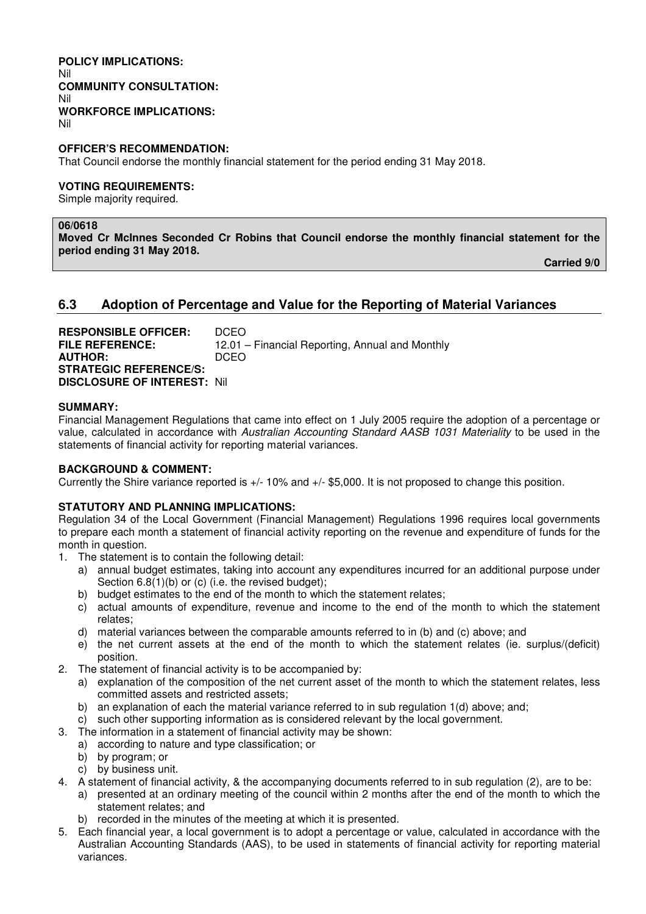**POLICY IMPLICATIONS:**
Nil
**COMMUNITY CONSULTATION:**
Nil
**WORKFORCE IMPLICATIONS:**
Nil

**OFFICER'S RECOMMENDATION:**
That Council endorse the monthly financial statement for the period ending 31 May 2018.

**VOTING REQUIREMENTS:**
Simple majority required.

**06/0618**
**Moved Cr McInnes Seconded Cr Robins that Council endorse the monthly financial statement for the period ending 31 May 2018.**

**Carried 9/0**

## 6.3 Adoption of Percentage and Value for the Reporting of Material Variances

**RESPONSIBLE OFFICER:** DCEO
**FILE REFERENCE:** 12.01 – Financial Reporting, Annual and Monthly
**AUTHOR:** DCEO
**STRATEGIC REFERENCE/S:**
**DISCLOSURE OF INTEREST:** Nil

**SUMMARY:**
Financial Management Regulations that came into effect on 1 July 2005 require the adoption of a percentage or value, calculated in accordance with *Australian Accounting Standard AASB 1031 Materiality* to be used in the statements of financial activity for reporting material variances.

**BACKGROUND & COMMENT:**
Currently the Shire variance reported is +/- 10% and +/- $5,000. It is not proposed to change this position.

**STATUTORY AND PLANNING IMPLICATIONS:**
Regulation 34 of the Local Government (Financial Management) Regulations 1996 requires local governments to prepare each month a statement of financial activity reporting on the revenue and expenditure of funds for the month in question.

1. The statement is to contain the following detail:
   a) annual budget estimates, taking into account any expenditures incurred for an additional purpose under Section 6.8(1)(b) or (c) (i.e. the revised budget);
   b) budget estimates to the end of the month to which the statement relates;
   c) actual amounts of expenditure, revenue and income to the end of the month to which the statement relates;
   d) material variances between the comparable amounts referred to in (b) and (c) above; and
   e) the net current assets at the end of the month to which the statement relates (ie. surplus/(deficit) position.
2. The statement of financial activity is to be accompanied by:
   a) explanation of the composition of the net current asset of the month to which the statement relates, less committed assets and restricted assets;
   b) an explanation of each the material variance referred to in sub regulation 1(d) above; and;
   c) such other supporting information as is considered relevant by the local government.
3. The information in a statement of financial activity may be shown:
   a) according to nature and type classification; or
   b) by program; or
   c) by business unit.
4. A statement of financial activity, & the accompanying documents referred to in sub regulation (2), are to be:
   a) presented at an ordinary meeting of the council within 2 months after the end of the month to which the statement relates; and
   b) recorded in the minutes of the meeting at which it is presented.
5. Each financial year, a local government is to adopt a percentage or value, calculated in accordance with the Australian Accounting Standards (AAS), to be used in statements of financial activity for reporting material variances.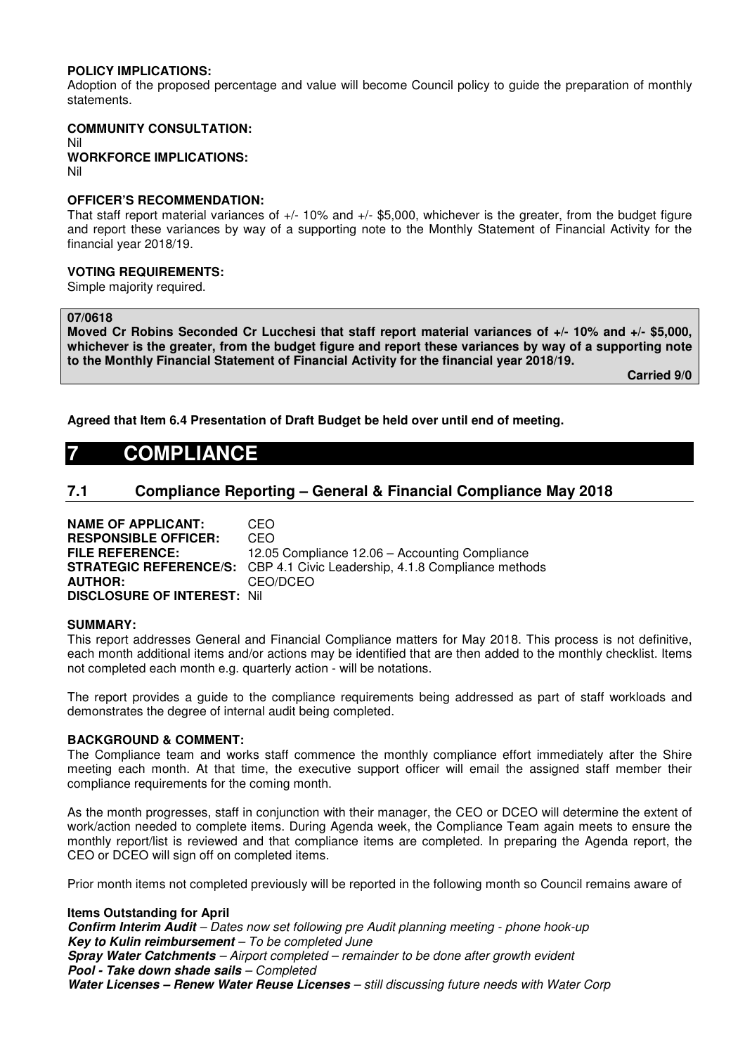**POLICY IMPLICATIONS:**
Adoption of the proposed percentage and value will become Council policy to guide the preparation of monthly statements.

**COMMUNITY CONSULTATION:**
Nil

**WORKFORCE IMPLICATIONS:**
Nil

**OFFICER'S RECOMMENDATION:**
That staff report material variances of +/- 10% and +/- $5,000, whichever is the greater, from the budget figure and report these variances by way of a supporting note to the Monthly Statement of Financial Activity for the financial year 2018/19.

**VOTING REQUIREMENTS:**
Simple majority required.

**07/0618**
**Moved Cr Robins Seconded Cr Lucchesi that staff report material variances of +/- 10% and +/- $5,000, whichever is the greater, from the budget figure and report these variances by way of a supporting note to the Monthly Financial Statement of Financial Activity for the financial year 2018/19.**

**Carried 9/0**

**Agreed that Item 6.4 Presentation of Draft Budget be held over until end of meeting.**

# 7 COMPLIANCE

## 7.1 Compliance Reporting – General & Financial Compliance May 2018

**NAME OF APPLICANT:** CEO
**RESPONSIBLE OFFICER:** CEO
**FILE REFERENCE:** 12.05 Compliance 12.06 – Accounting Compliance
**STRATEGIC REFERENCE/S:** CBP 4.1 Civic Leadership, 4.1.8 Compliance methods
**AUTHOR:** CEO/DCEO
**DISCLOSURE OF INTEREST:** Nil

**SUMMARY:**
This report addresses General and Financial Compliance matters for May 2018. This process is not definitive, each month additional items and/or actions may be identified that are then added to the monthly checklist. Items not completed each month e.g. quarterly action - will be notations.

The report provides a guide to the compliance requirements being addressed as part of staff workloads and demonstrates the degree of internal audit being completed.

**BACKGROUND & COMMENT:**
The Compliance team and works staff commence the monthly compliance effort immediately after the Shire meeting each month. At that time, the executive support officer will email the assigned staff member their compliance requirements for the coming month.

As the month progresses, staff in conjunction with their manager, the CEO or DCEO will determine the extent of work/action needed to complete items. During Agenda week, the Compliance Team again meets to ensure the monthly report/list is reviewed and that compliance items are completed. In preparing the Agenda report, the CEO or DCEO will sign off on completed items.

Prior month items not completed previously will be reported in the following month so Council remains aware of

**Items Outstanding for April**
***Confirm Interim Audit*** *– Dates now set following pre Audit planning meeting - phone hook-up*
***Key to Kulin reimbursement*** *– To be completed June*
***Spray Water Catchments*** *– Airport completed – remainder to be done after growth evident*
***Pool - Take down shade sails*** *– Completed*
***Water Licenses – Renew Water Reuse Licenses*** *– still discussing future needs with Water Corp*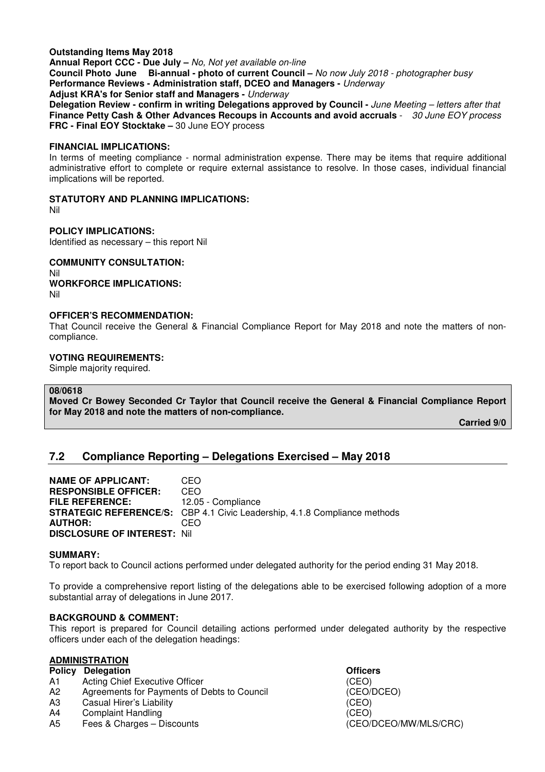**Outstanding Items May 2018**
**Annual Report CCC - Due July –** *No, Not yet available on-line*
**Council Photo June Bi-annual - photo of current Council –** *No now July 2018 - photographer busy*
**Performance Reviews - Administration staff, DCEO and Managers -** *Underway*
**Adjust KRA's for Senior staff and Managers -** *Underway*
**Delegation Review - confirm in writing Delegations approved by Council -** *June Meeting – letters after that*
**Finance Petty Cash & Other Advances Recoups in Accounts and avoid accruals** - *30 June EOY process*
**FRC - Final EOY Stocktake –** 30 June EOY process

**FINANCIAL IMPLICATIONS:**
In terms of meeting compliance - normal administration expense. There may be items that require additional administrative effort to complete or require external assistance to resolve. In those cases, individual financial implications will be reported.

**STATUTORY AND PLANNING IMPLICATIONS:**
Nil

**POLICY IMPLICATIONS:**
Identified as necessary – this report Nil

**COMMUNITY CONSULTATION:**
Nil
**WORKFORCE IMPLICATIONS:**
Nil

**OFFICER'S RECOMMENDATION:**
That Council receive the General & Financial Compliance Report for May 2018 and note the matters of non-compliance.

**VOTING REQUIREMENTS:**
Simple majority required.

**08/0618**
**Moved Cr Bowey Seconded Cr Taylor that Council receive the General & Financial Compliance Report for May 2018 and note the matters of non-compliance.**

**Carried 9/0**

## 7.2 Compliance Reporting – Delegations Exercised – May 2018

**NAME OF APPLICANT:** CEO
**RESPONSIBLE OFFICER:** CEO
**FILE REFERENCE:** 12.05 - Compliance
**STRATEGIC REFERENCE/S:** CBP 4.1 Civic Leadership, 4.1.8 Compliance methods
**AUTHOR:** CEO
**DISCLOSURE OF INTEREST:** Nil

**SUMMARY:**
To report back to Council actions performed under delegated authority for the period ending 31 May 2018.

To provide a comprehensive report listing of the delegations able to be exercised following adoption of a more substantial array of delegations in June 2017.

**BACKGROUND & COMMENT:**
This report is prepared for Council detailing actions performed under delegated authority by the respective officers under each of the delegation headings:

**ADMINISTRATION**

| Policy | Delegation | Officers |
|---|---|---|
| A1 | Acting Chief Executive Officer | (CEO) |
| A2 | Agreements for Payments of Debts to Council | (CEO/DCEO) |
| A3 | Casual Hirer's Liability | (CEO) |
| A4 | Complaint Handling | (CEO) |
| A5 | Fees & Charges – Discounts | (CEO/DCEO/MW/MLS/CRC) |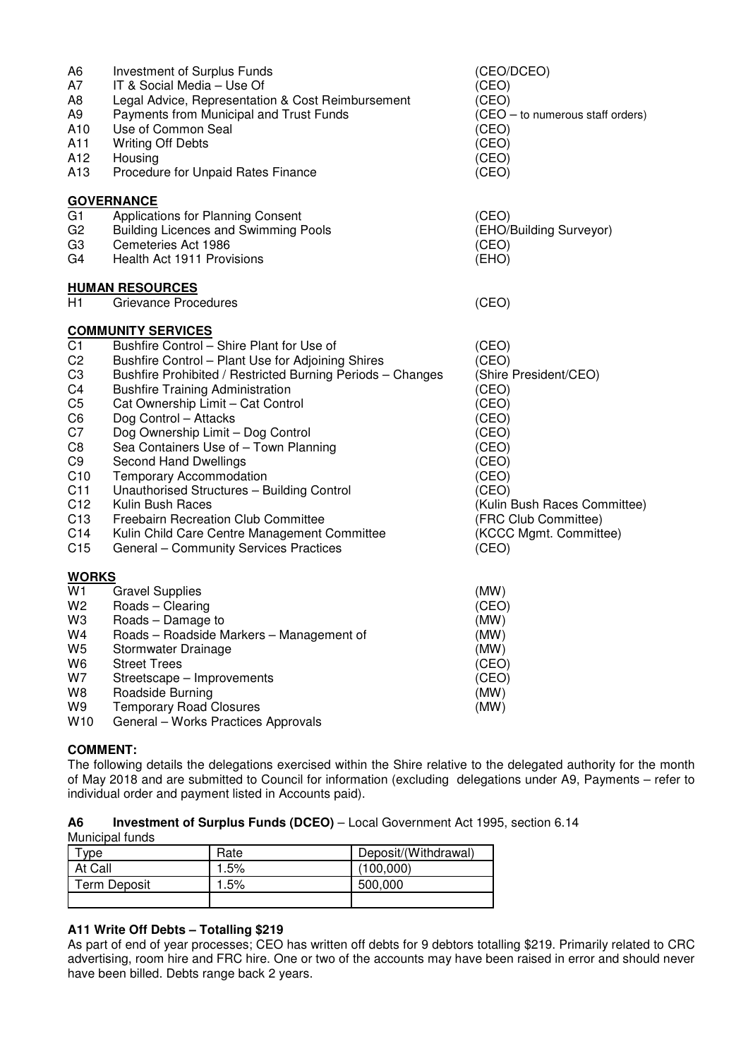| | | |
|---|---|---|
| A6 | Investment of Surplus Funds | (CEO/DCEO) |
| A7 | IT & Social Media – Use Of | (CEO) |
| A8 | Legal Advice, Representation & Cost Reimbursement | (CEO) |
| A9 | Payments from Municipal and Trust Funds | (CEO – to numerous staff orders) |
| A10 | Use of Common Seal | (CEO) |
| A11 | Writing Off Debts | (CEO) |
| A12 | Housing | (CEO) |
| A13 | Procedure for Unpaid Rates Finance | (CEO) |

**GOVERNANCE**

| | | |
|---|---|---|
| G1 | Applications for Planning Consent | (CEO) |
| G2 | Building Licences and Swimming Pools | (EHO/Building Surveyor) |
| G3 | Cemeteries Act 1986 | (CEO) |
| G4 | Health Act 1911 Provisions | (EHO) |

**HUMAN RESOURCES**

| | | |
|---|---|---|
| H1 | Grievance Procedures | (CEO) |

**COMMUNITY SERVICES**

| | | |
|---|---|---|
| C1 | Bushfire Control – Shire Plant for Use of | (CEO) |
| C2 | Bushfire Control – Plant Use for Adjoining Shires | (CEO) |
| C3 | Bushfire Prohibited / Restricted Burning Periods – Changes | (Shire President/CEO) |
| C4 | Bushfire Training Administration | (CEO) |
| C5 | Cat Ownership Limit – Cat Control | (CEO) |
| C6 | Dog Control – Attacks | (CEO) |
| C7 | Dog Ownership Limit – Dog Control | (CEO) |
| C8 | Sea Containers Use of – Town Planning | (CEO) |
| C9 | Second Hand Dwellings | (CEO) |
| C10 | Temporary Accommodation | (CEO) |
| C11 | Unauthorised Structures – Building Control | (CEO) |
| C12 | Kulin Bush Races | (Kulin Bush Races Committee) |
| C13 | Freebairn Recreation Club Committee | (FRC Club Committee) |
| C14 | Kulin Child Care Centre Management Committee | (KCCC Mgmt. Committee) |
| C15 | General – Community Services Practices | (CEO) |

**WORKS**

| | | |
|---|---|---|
| W1 | Gravel Supplies | (MW) |
| W2 | Roads – Clearing | (CEO) |
| W3 | Roads – Damage to | (MW) |
| W4 | Roads – Roadside Markers – Management of | (MW) |
| W5 | Stormwater Drainage | (MW) |
| W6 | Street Trees | (CEO) |
| W7 | Streetscape – Improvements | (CEO) |
| W8 | Roadside Burning | (MW) |
| W9 | Temporary Road Closures | (MW) |
| W10 | General – Works Practices Approvals | |

**COMMENT:**

The following details the delegations exercised within the Shire relative to the delegated authority for the month of May 2018 and are submitted to Council for information (excluding delegations under A9, Payments – refer to individual order and payment listed in Accounts paid).

**A6 Investment of Surplus Funds (DCEO)** – Local Government Act 1995, section 6.14

Municipal funds

| Type | Rate | Deposit/(Withdrawal) |
|---|---|---|
| At Call | 1.5% | (100,000) |
| Term Deposit | 1.5% | 500,000 |
| | | |

**A11 Write Off Debts – Totalling $219**

As part of end of year processes; CEO has written off debts for 9 debtors totalling $219. Primarily related to CRC advertising, room hire and FRC hire. One or two of the accounts may have been raised in error and should never have been billed. Debts range back 2 years.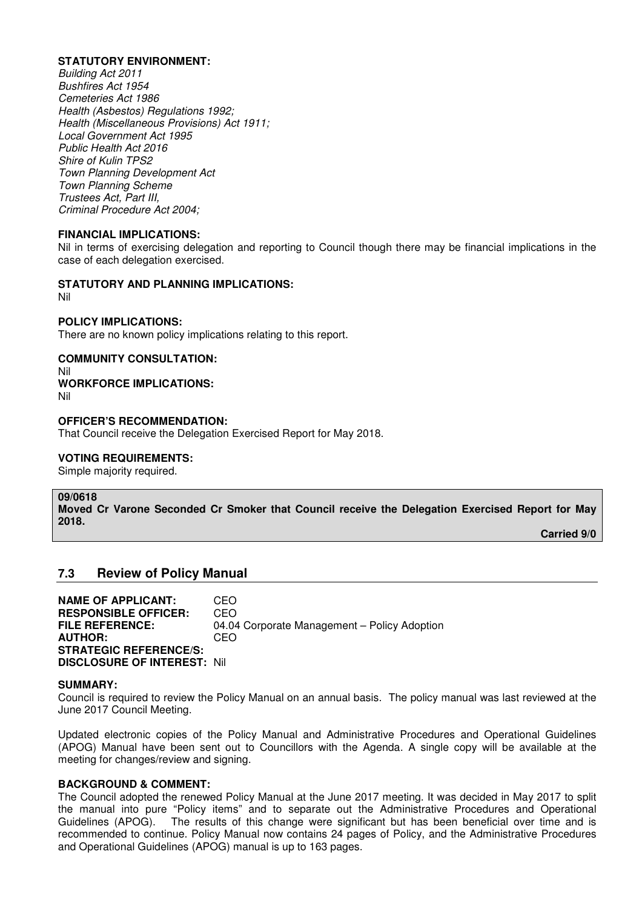**STATUTORY ENVIRONMENT:**
*Building Act 2011*
*Bushfires Act 1954*
*Cemeteries Act 1986*
*Health (Asbestos) Regulations 1992;*
*Health (Miscellaneous Provisions) Act 1911;*
*Local Government Act 1995*
*Public Health Act 2016*
*Shire of Kulin TPS2*
*Town Planning Development Act*
*Town Planning Scheme*
*Trustees Act, Part III,*
*Criminal Procedure Act 2004;*

**FINANCIAL IMPLICATIONS:**
Nil in terms of exercising delegation and reporting to Council though there may be financial implications in the case of each delegation exercised.

**STATUTORY AND PLANNING IMPLICATIONS:**
Nil

**POLICY IMPLICATIONS:**
There are no known policy implications relating to this report.

**COMMUNITY CONSULTATION:**
Nil
**WORKFORCE IMPLICATIONS:**
Nil

**OFFICER'S RECOMMENDATION:**
That Council receive the Delegation Exercised Report for May 2018.

**VOTING REQUIREMENTS:**
Simple majority required.

**09/0618**
**Moved Cr Varone Seconded Cr Smoker that Council receive the Delegation Exercised Report for May 2018.**
**Carried 9/0**

## 7.3 Review of Policy Manual

**NAME OF APPLICANT:** CEO
**RESPONSIBLE OFFICER:** CEO
**FILE REFERENCE:** 04.04 Corporate Management – Policy Adoption
**AUTHOR:** CEO
**STRATEGIC REFERENCE/S:**
**DISCLOSURE OF INTEREST:** Nil

**SUMMARY:**
Council is required to review the Policy Manual on an annual basis. The policy manual was last reviewed at the June 2017 Council Meeting.

Updated electronic copies of the Policy Manual and Administrative Procedures and Operational Guidelines (APOG) Manual have been sent out to Councillors with the Agenda. A single copy will be available at the meeting for changes/review and signing.

**BACKGROUND & COMMENT:**
The Council adopted the renewed Policy Manual at the June 2017 meeting. It was decided in May 2017 to split the manual into pure "Policy items" and to separate out the Administrative Procedures and Operational Guidelines (APOG). The results of this change were significant but has been beneficial over time and is recommended to continue. Policy Manual now contains 24 pages of Policy, and the Administrative Procedures and Operational Guidelines (APOG) manual is up to 163 pages.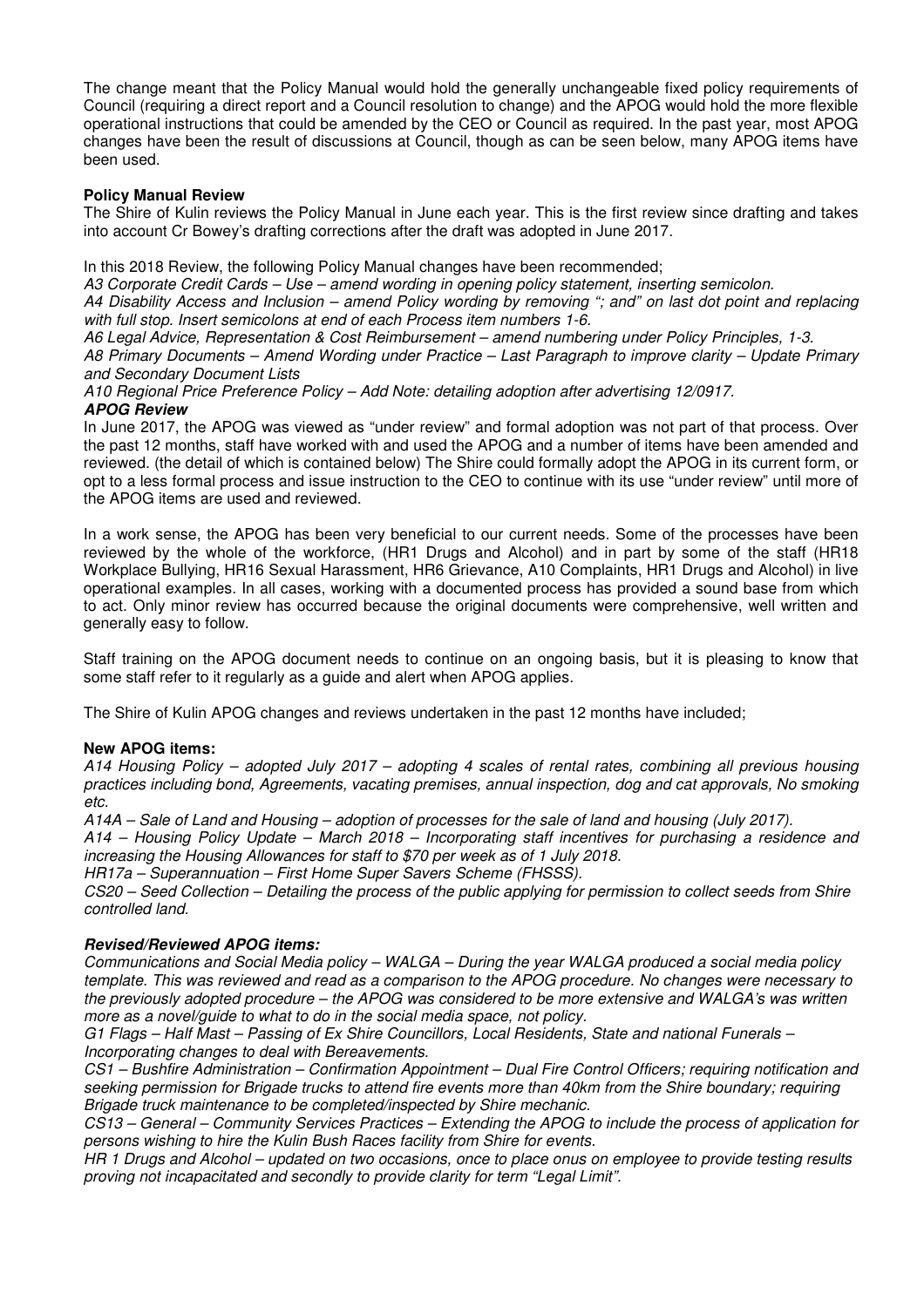The change meant that the Policy Manual would hold the generally unchangeable fixed policy requirements of Council (requiring a direct report and a Council resolution to change) and the APOG would hold the more flexible operational instructions that could be amended by the CEO or Council as required. In the past year, most APOG changes have been the result of discussions at Council, though as can be seen below, many APOG items have been used.

**Policy Manual Review**

The Shire of Kulin reviews the Policy Manual in June each year. This is the first review since drafting and takes into account Cr Bowey's drafting corrections after the draft was adopted in June 2017.

In this 2018 Review, the following Policy Manual changes have been recommended;

*A3 Corporate Credit Cards – Use – amend wording in opening policy statement, inserting semicolon.*

*A4 Disability Access and Inclusion – amend Policy wording by removing "; and" on last dot point and replacing with full stop. Insert semicolons at end of each Process item numbers 1-6.*

*A6 Legal Advice, Representation & Cost Reimbursement – amend numbering under Policy Principles, 1-3.*

*A8 Primary Documents – Amend Wording under Practice – Last Paragraph to improve clarity – Update Primary and Secondary Document Lists*

*A10 Regional Price Preference Policy – Add Note: detailing adoption after advertising 12/0917.*

***APOG Review***

In June 2017, the APOG was viewed as "under review" and formal adoption was not part of that process. Over the past 12 months, staff have worked with and used the APOG and a number of items have been amended and reviewed. (the detail of which is contained below) The Shire could formally adopt the APOG in its current form, or opt to a less formal process and issue instruction to the CEO to continue with its use "under review" until more of the APOG items are used and reviewed.

In a work sense, the APOG has been very beneficial to our current needs. Some of the processes have been reviewed by the whole of the workforce, (HR1 Drugs and Alcohol) and in part by some of the staff (HR18 Workplace Bullying, HR16 Sexual Harassment, HR6 Grievance, A10 Complaints, HR1 Drugs and Alcohol) in live operational examples. In all cases, working with a documented process has provided a sound base from which to act. Only minor review has occurred because the original documents were comprehensive, well written and generally easy to follow.

Staff training on the APOG document needs to continue on an ongoing basis, but it is pleasing to know that some staff refer to it regularly as a guide and alert when APOG applies.

The Shire of Kulin APOG changes and reviews undertaken in the past 12 months have included;

**New APOG items:**

*A14 Housing Policy – adopted July 2017 – adopting 4 scales of rental rates, combining all previous housing practices including bond, Agreements, vacating premises, annual inspection, dog and cat approvals, No smoking etc.*

*A14A – Sale of Land and Housing – adoption of processes for the sale of land and housing (July 2017).*

*A14 – Housing Policy Update – March 2018 – Incorporating staff incentives for purchasing a residence and increasing the Housing Allowances for staff to $70 per week as of 1 July 2018.*

*HR17a – Superannuation – First Home Super Savers Scheme (FHSSS).*

*CS20 – Seed Collection – Detailing the process of the public applying for permission to collect seeds from Shire controlled land.*

***Revised/Reviewed APOG items:***

*Communications and Social Media policy – WALGA – During the year WALGA produced a social media policy template. This was reviewed and read as a comparison to the APOG procedure. No changes were necessary to the previously adopted procedure – the APOG was considered to be more extensive and WALGA's was written more as a novel/guide to what to do in the social media space, not policy.*

*G1 Flags – Half Mast – Passing of Ex Shire Councillors, Local Residents, State and national Funerals – Incorporating changes to deal with Bereavements.*

*CS1 – Bushfire Administration – Confirmation Appointment – Dual Fire Control Officers; requiring notification and seeking permission for Brigade trucks to attend fire events more than 40km from the Shire boundary; requiring Brigade truck maintenance to be completed/inspected by Shire mechanic.*

*CS13 – General – Community Services Practices – Extending the APOG to include the process of application for persons wishing to hire the Kulin Bush Races facility from Shire for events.*

*HR 1 Drugs and Alcohol – updated on two occasions, once to place onus on employee to provide testing results proving not incapacitated and secondly to provide clarity for term "Legal Limit".*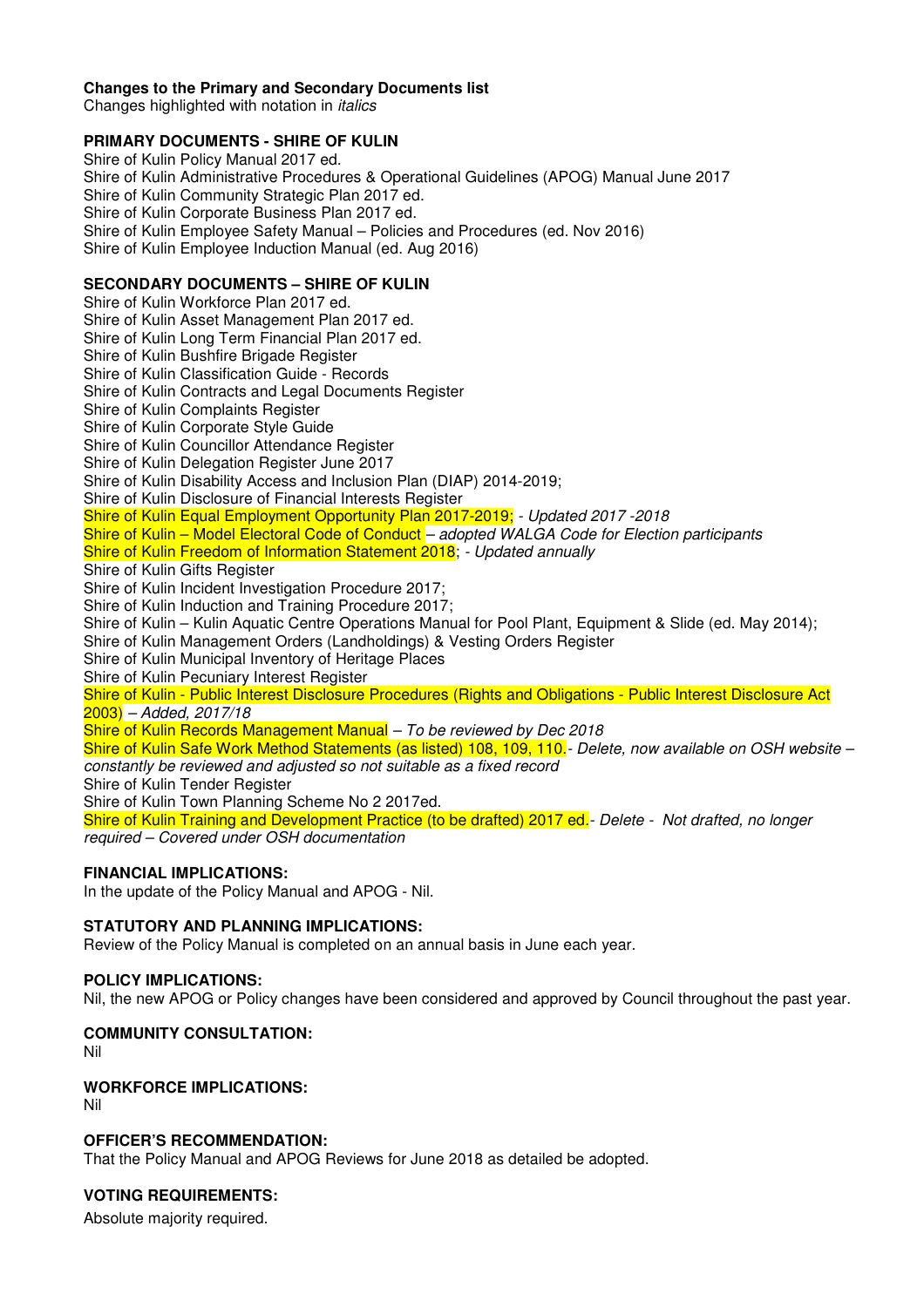**Changes to the Primary and Secondary Documents list**

Changes highlighted with notation in *italics*

**PRIMARY DOCUMENTS - SHIRE OF KULIN**

Shire of Kulin Policy Manual 2017 ed.
Shire of Kulin Administrative Procedures & Operational Guidelines (APOG) Manual June 2017
Shire of Kulin Community Strategic Plan 2017 ed.
Shire of Kulin Corporate Business Plan 2017 ed.
Shire of Kulin Employee Safety Manual – Policies and Procedures (ed. Nov 2016)
Shire of Kulin Employee Induction Manual (ed. Aug 2016)

**SECONDARY DOCUMENTS – SHIRE OF KULIN**

Shire of Kulin Workforce Plan 2017 ed.
Shire of Kulin Asset Management Plan 2017 ed.
Shire of Kulin Long Term Financial Plan 2017 ed.
Shire of Kulin Bushfire Brigade Register
Shire of Kulin Classification Guide - Records
Shire of Kulin Contracts and Legal Documents Register
Shire of Kulin Complaints Register
Shire of Kulin Corporate Style Guide
Shire of Kulin Councillor Attendance Register
Shire of Kulin Delegation Register June 2017
Shire of Kulin Disability Access and Inclusion Plan (DIAP) 2014-2019;
Shire of Kulin Disclosure of Financial Interests Register
Shire of Kulin Equal Employment Opportunity Plan 2017-2019; - *Updated 2017 -2018*
Shire of Kulin – Model Electoral Code of Conduct – *adopted WALGA Code for Election participants*
Shire of Kulin Freedom of Information Statement 2018; - *Updated annually*
Shire of Kulin Gifts Register
Shire of Kulin Incident Investigation Procedure 2017;
Shire of Kulin Induction and Training Procedure 2017;
Shire of Kulin – Kulin Aquatic Centre Operations Manual for Pool Plant, Equipment & Slide (ed. May 2014);
Shire of Kulin Management Orders (Landholdings) & Vesting Orders Register
Shire of Kulin Municipal Inventory of Heritage Places
Shire of Kulin Pecuniary Interest Register
Shire of Kulin - Public Interest Disclosure Procedures (Rights and Obligations - Public Interest Disclosure Act 2003) – *Added, 2017/18*
Shire of Kulin Records Management Manual – *To be reviewed by Dec 2018*
Shire of Kulin Safe Work Method Statements (as listed) 108, 109, 110.- *Delete, now available on OSH website – constantly be reviewed and adjusted so not suitable as a fixed record*
Shire of Kulin Tender Register
Shire of Kulin Town Planning Scheme No 2 2017ed.
Shire of Kulin Training and Development Practice (to be drafted) 2017 ed.- *Delete - Not drafted, no longer required – Covered under OSH documentation*

**FINANCIAL IMPLICATIONS:**

In the update of the Policy Manual and APOG - Nil.

**STATUTORY AND PLANNING IMPLICATIONS:**

Review of the Policy Manual is completed on an annual basis in June each year.

**POLICY IMPLICATIONS:**

Nil, the new APOG or Policy changes have been considered and approved by Council throughout the past year.

**COMMUNITY CONSULTATION:**

Nil

**WORKFORCE IMPLICATIONS:**

Nil

**OFFICER'S RECOMMENDATION:**

That the Policy Manual and APOG Reviews for June 2018 as detailed be adopted.

**VOTING REQUIREMENTS:**

Absolute majority required.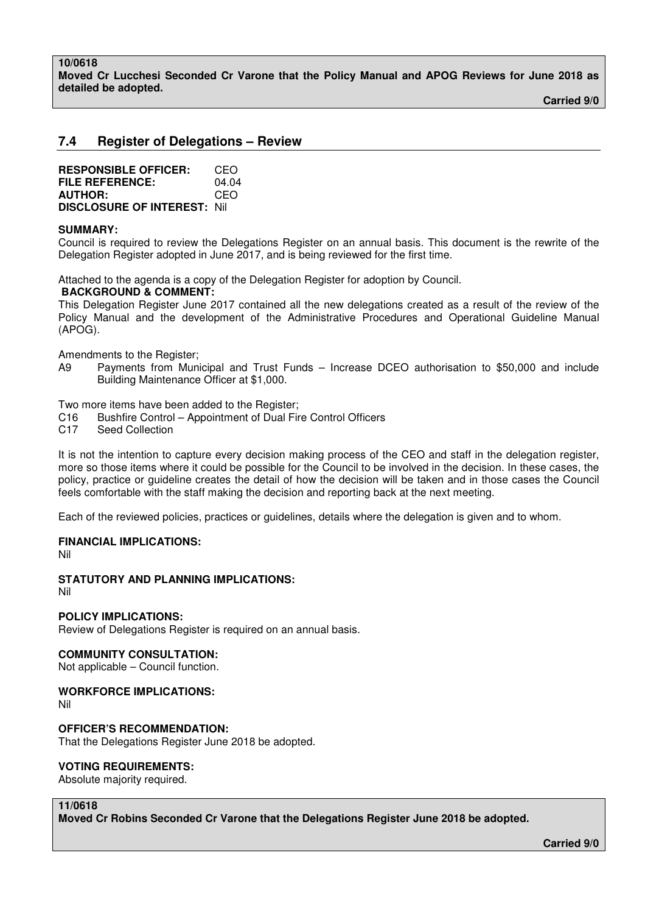**10/0618**
**Moved Cr Lucchesi Seconded Cr Varone that the Policy Manual and APOG Reviews for June 2018 as detailed be adopted.**

**Carried 9/0**

## 7.4 Register of Delegations – Review

**RESPONSIBLE OFFICER:** CEO
**FILE REFERENCE:** 04.04
**AUTHOR:** CEO
**DISCLOSURE OF INTEREST:** Nil

**SUMMARY:**
Council is required to review the Delegations Register on an annual basis. This document is the rewrite of the Delegation Register adopted in June 2017, and is being reviewed for the first time.

Attached to the agenda is a copy of the Delegation Register for adoption by Council.

**BACKGROUND & COMMENT:**
This Delegation Register June 2017 contained all the new delegations created as a result of the review of the Policy Manual and the development of the Administrative Procedures and Operational Guideline Manual (APOG).

Amendments to the Register;

A9 Payments from Municipal and Trust Funds – Increase DCEO authorisation to $50,000 and include Building Maintenance Officer at $1,000.

Two more items have been added to the Register;

C16 Bushfire Control – Appointment of Dual Fire Control Officers
C17 Seed Collection

It is not the intention to capture every decision making process of the CEO and staff in the delegation register, more so those items where it could be possible for the Council to be involved in the decision. In these cases, the policy, practice or guideline creates the detail of how the decision will be taken and in those cases the Council feels comfortable with the staff making the decision and reporting back at the next meeting.

Each of the reviewed policies, practices or guidelines, details where the delegation is given and to whom.

**FINANCIAL IMPLICATIONS:**
Nil

**STATUTORY AND PLANNING IMPLICATIONS:**
Nil

**POLICY IMPLICATIONS:**
Review of Delegations Register is required on an annual basis.

**COMMUNITY CONSULTATION:**
Not applicable – Council function.

**WORKFORCE IMPLICATIONS:**
Nil

**OFFICER'S RECOMMENDATION:**
That the Delegations Register June 2018 be adopted.

**VOTING REQUIREMENTS:**
Absolute majority required.

**11/0618**
**Moved Cr Robins Seconded Cr Varone that the Delegations Register June 2018 be adopted.**

**Carried 9/0**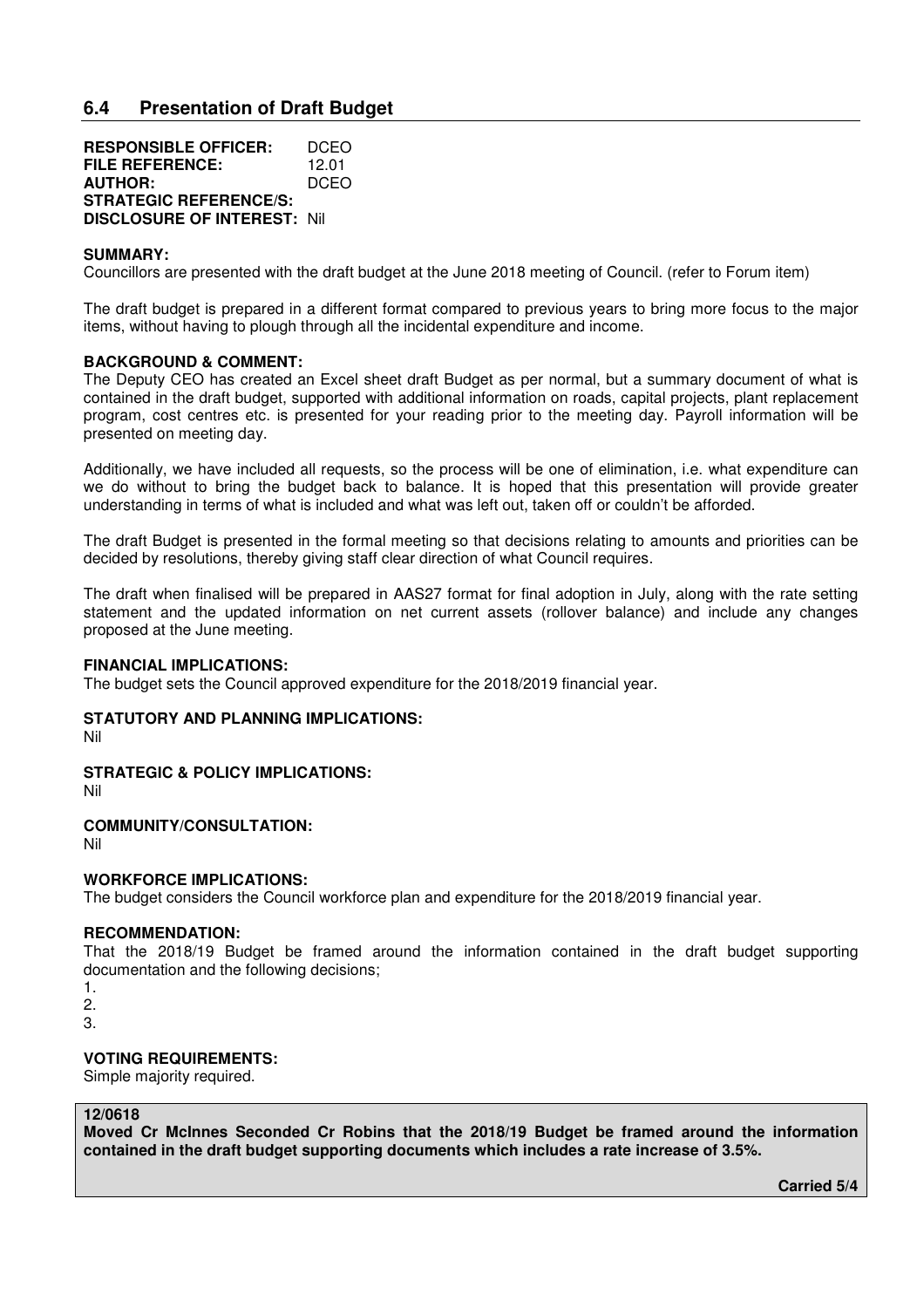## 6.4 Presentation of Draft Budget

**RESPONSIBLE OFFICER:** DCEO
**FILE REFERENCE:** 12.01
**AUTHOR:** DCEO
**STRATEGIC REFERENCE/S:**
**DISCLOSURE OF INTEREST:** Nil

**SUMMARY:**
Councillors are presented with the draft budget at the June 2018 meeting of Council. (refer to Forum item)

The draft budget is prepared in a different format compared to previous years to bring more focus to the major items, without having to plough through all the incidental expenditure and income.

**BACKGROUND & COMMENT:**
The Deputy CEO has created an Excel sheet draft Budget as per normal, but a summary document of what is contained in the draft budget, supported with additional information on roads, capital projects, plant replacement program, cost centres etc. is presented for your reading prior to the meeting day. Payroll information will be presented on meeting day.

Additionally, we have included all requests, so the process will be one of elimination, i.e. what expenditure can we do without to bring the budget back to balance. It is hoped that this presentation will provide greater understanding in terms of what is included and what was left out, taken off or couldn't be afforded.

The draft Budget is presented in the formal meeting so that decisions relating to amounts and priorities can be decided by resolutions, thereby giving staff clear direction of what Council requires.

The draft when finalised will be prepared in AAS27 format for final adoption in July, along with the rate setting statement and the updated information on net current assets (rollover balance) and include any changes proposed at the June meeting.

**FINANCIAL IMPLICATIONS:**
The budget sets the Council approved expenditure for the 2018/2019 financial year.

**STATUTORY AND PLANNING IMPLICATIONS:**
Nil

**STRATEGIC & POLICY IMPLICATIONS:**
Nil

**COMMUNITY/CONSULTATION:**
Nil

**WORKFORCE IMPLICATIONS:**
The budget considers the Council workforce plan and expenditure for the 2018/2019 financial year.

**RECOMMENDATION:**
That the 2018/19 Budget be framed around the information contained in the draft budget supporting documentation and the following decisions;

1.
2.
3.

**VOTING REQUIREMENTS:**
Simple majority required.

**12/0618**
**Moved Cr McInnes Seconded Cr Robins that the 2018/19 Budget be framed around the information contained in the draft budget supporting documents which includes a rate increase of 3.5%.**

**Carried 5/4**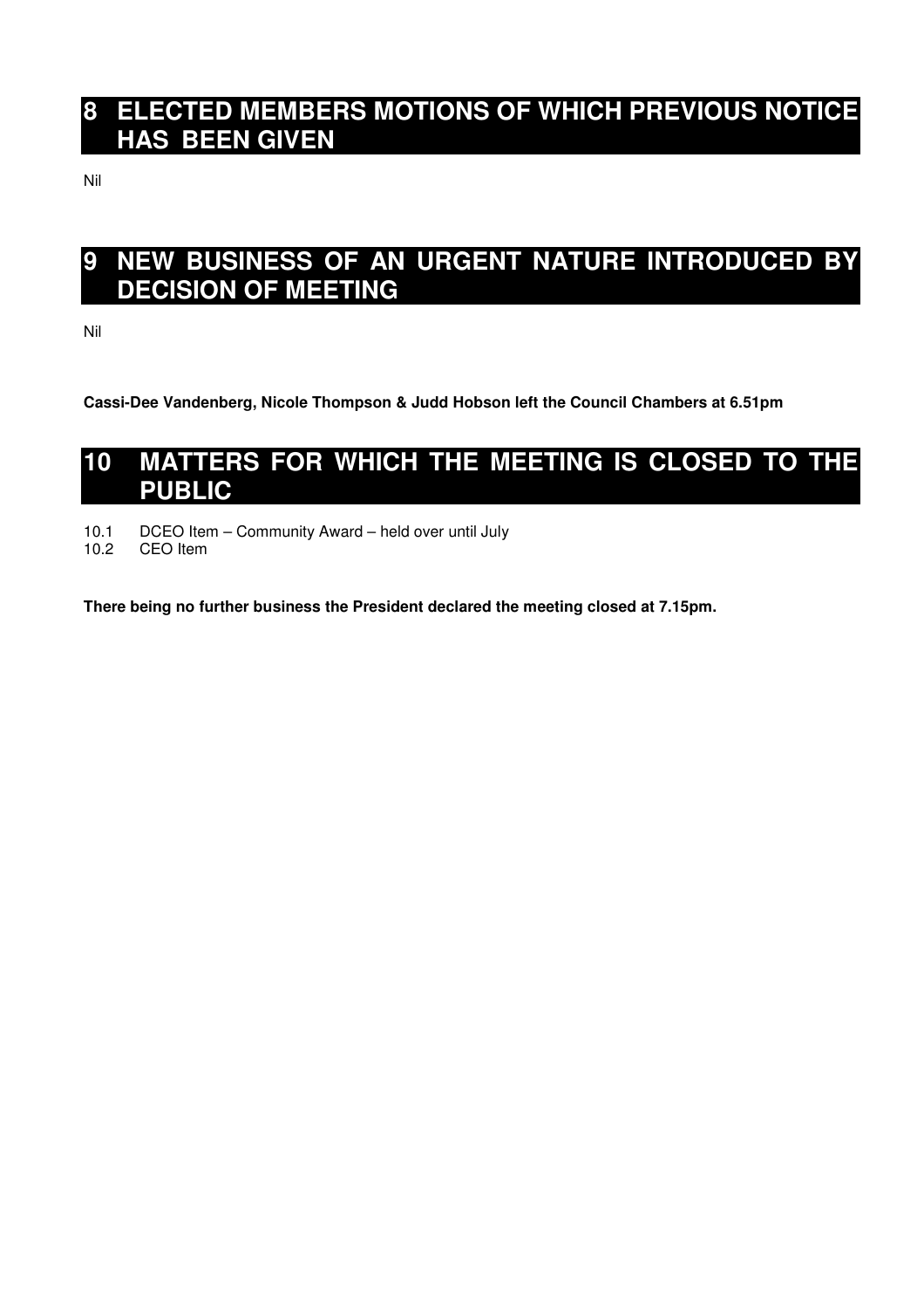# 8 ELECTED MEMBERS MOTIONS OF WHICH PREVIOUS NOTICE HAS BEEN GIVEN

Nil

# 9 NEW BUSINESS OF AN URGENT NATURE INTRODUCED BY DECISION OF MEETING

Nil

**Cassi-Dee Vandenberg, Nicole Thompson & Judd Hobson left the Council Chambers at 6.51pm**

# 10 MATTERS FOR WHICH THE MEETING IS CLOSED TO THE PUBLIC

10.1 DCEO Item – Community Award – held over until July
10.2 CEO Item

**There being no further business the President declared the meeting closed at 7.15pm.**